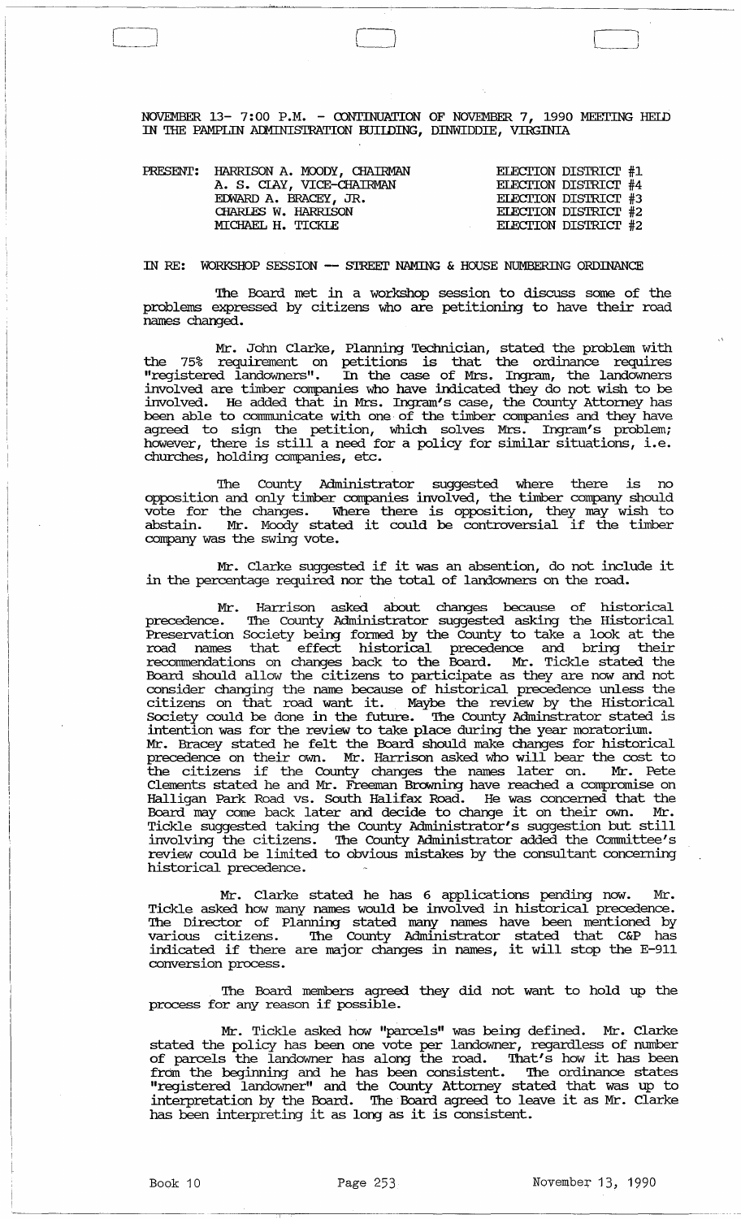NOVEMBER 13- 7:00 P.M. - CONTINUATION OF NOVEMBER 7, 1990 MEETING HELD IN THE PAMPLIN ADMINISTRATION BUILDING, DINWIDDIE, VIRGINIA

| PRESENT: | | |
|---|---|---|
| | HARRISON A. MOODY, CHAIRMAN | ELECTION DISTRICT #1 |
| | A. S. CLAY, VICE-CHAIRMAN | ELECTION DISTRICT #4 |
| | EDWARD A. BRACEY, JR. | ELECTION DISTRICT #3 |
| | CHARLES W. HARRISON | ELECTION DISTRICT #2 |
| | MICHAEL H. TICKLE | ELECTION DISTRICT #2 |

IN RE: WORKSHOP SESSION -- STREET NAMING & HOUSE NUMBERING ORDINANCE

The Board met in a workshop session to discuss some of the problems expressed by citizens who are petitioning to have their road names changed.

Mr. John Clarke, Planning Technician, stated the problem with the 75% requirement on petitions is that the ordinance requires "registered landowners". In the case of Mrs. Ingram, the landowners involved are timber companies who have indicated they do not wish to be involved. He added that in Mrs. Ingram's case, the County Attorney has been able to communicate with one of the timber companies and they have agreed to sign the petition, which solves Mrs. Ingram's problem; however, there is still a need for a policy for similar situations, i.e. churches, holding companies, etc.

The County Administrator suggested where there is no opposition and only timber companies involved, the timber company should vote for the changes. Where there is opposition, they may wish to abstain. Mr. Moody stated it could be controversial if the timber company was the swing vote.

Mr. Clarke suggested if it was an absention, do not include it in the percentage required nor the total of landowners on the road.

Mr. Harrison asked about changes because of historical precedence. The County Administrator suggested asking the Historical Preservation Society being formed by the County to take a look at the road names that effect historical precedence and bring their recommendations on changes back to the Board. Mr. Tickle stated the Board should allow the citizens to participate as they are now and not consider changing the name because of historical precedence unless the citizens on that road want it. Maybe the review by the Historical Society could be done in the future. The County Adminstrator stated is intention was for the review to take place during the year moratorium. Mr. Bracey stated he felt the Board should make changes for historical precedence on their own. Mr. Harrison asked who will bear the cost to the citizens if the County changes the names later on. Mr. Pete Clements stated he and Mr. Freeman Browning have reached a compromise on Halligan Park Road vs. South Halifax Road. He was concerned that the Board may come back later and decide to change it on their own. Mr. Tickle suggested taking the County Administrator's suggestion but still involving the citizens. The County Administrator added the Committee's review could be limited to obvious mistakes by the consultant concerning historical precedence.

Mr. Clarke stated he has 6 applications pending now. Mr. Tickle asked how many names would be involved in historical precedence. The Director of Planning stated many names have been mentioned by various citizens. The County Administrator stated that C&P has indicated if there are major changes in names, it will stop the E-911 conversion process.

The Board members agreed they did not want to hold up the process for any reason if possible.

Mr. Tickle asked how "parcels" was being defined. Mr. Clarke stated the policy has been one vote per landowner, regardless of number of parcels the landowner has along the road. That's how it has been from the beginning and he has been consistent. The ordinance states "registered landowner" and the County Attorney stated that was up to interpretation by the Board. The Board agreed to leave it as Mr. Clarke has been interpreting it as long as it is consistent.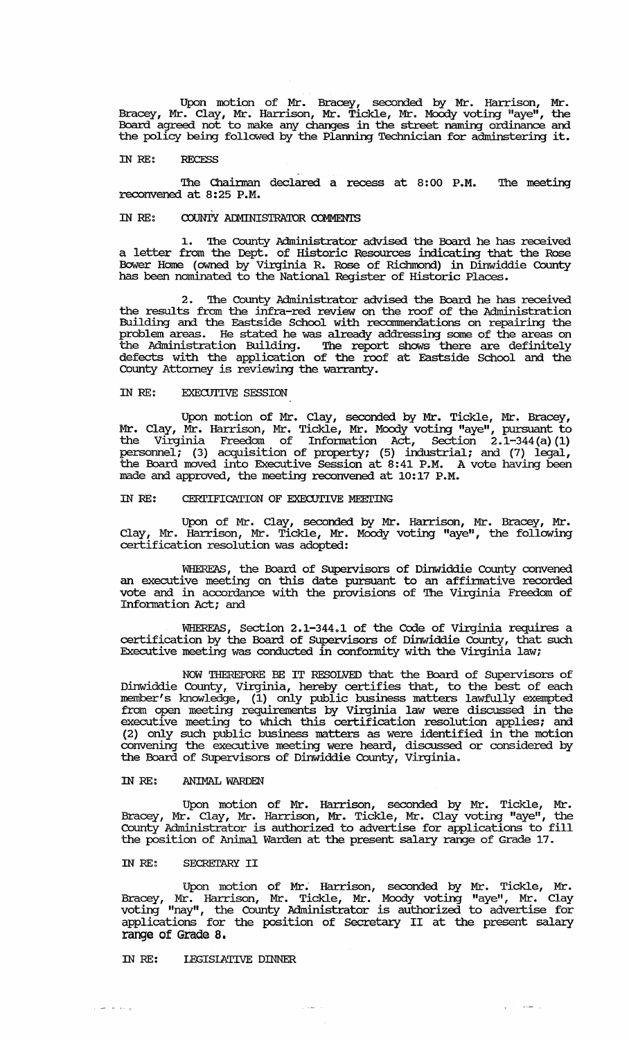Upon motion of Mr. Bracey, seconded by Mr. Harrison, Mr. Bracey, Mr. Clay, Mr. Harrison, Mr. Tickle, Mr. Moody voting "aye", the Board agreed not to make any changes in the street naming ordinance and the policy being followed by the Planning Technician for adminstering it.

IN RE: RECESS

The Chairman declared a recess at 8:00 P.M. The meeting reconvened at 8:25 P.M.

IN RE: COUNTY ADMINISTRATOR COMMENTS

1. The County Administrator advised the Board he has received a letter from the Dept. of Historic Resources indicating that the Rose Bower Home (owned by Virginia R. Rose of Richmond) in Dinwiddie County has been nominated to the National Register of Historic Places.

2. The County Administrator advised the Board he has received the results from the infra-red review on the roof of the Administration Building and the Eastside School with recommendations on repairing the problem areas. He stated he was already addressing some of the areas on the Administration Building. The report shows there are definitely defects with the application of the roof at Eastside School and the County Attorney is reviewing the warranty.

IN RE: EXECUTIVE SESSION

Upon motion of Mr. Clay, seconded by Mr. Tickle, Mr. Bracey, Mr. Clay, Mr. Harrison, Mr. Tickle, Mr. Moody voting "aye", pursuant to the Virginia Freedom of Information Act, Section 2.1-344(a)(1) personnel; (3) acquisition of property; (5) industrial; and (7) legal, the Board moved into Executive Session at 8:41 P.M. A vote having been made and approved, the meeting reconvened at 10:17 P.M.

IN RE: CERTIFICATION OF EXECUTIVE MEETING

Upon of Mr. Clay, seconded by Mr. Harrison, Mr. Bracey, Mr. Clay, Mr. Harrison, Mr. Tickle, Mr. Moody voting "aye", the following certification resolution was adopted:

WHEREAS, the Board of Supervisors of Dinwiddie County convened an executive meeting on this date pursuant to an affirmative recorded vote and in accordance with the provisions of The Virginia Freedom of Information Act; and

WHEREAS, Section 2.1-344.1 of the Code of Virginia requires a certification by the Board of Supervisors of Dinwiddie County, that such Executive meeting was conducted in conformity with the Virginia law;

NOW THEREFORE BE IT RESOLVED that the Board of Supervisors of Dinwiddie County, Virginia, hereby certifies that, to the best of each member's knowledge, (1) only public business matters lawfully exempted from open meeting requirements by Virginia law were discussed in the executive meeting to which this certification resolution applies; and (2) only such public business matters as were identified in the motion convening the executive meeting were heard, discussed or considered by the Board of Supervisors of Dinwiddie County, Virginia.

IN RE: ANIMAL WARDEN

Upon motion of Mr. Harrison, seconded by Mr. Tickle, Mr. Bracey, Mr. Clay, Mr. Harrison, Mr. Tickle, Mr. Clay voting "aye", the County Administrator is authorized to advertise for applications to fill the position of Animal Warden at the present salary range of Grade 17.

IN RE: SECRETARY II

Upon motion of Mr. Harrison, seconded by Mr. Tickle, Mr. Bracey, Mr. Harrison, Mr. Tickle, Mr. Moody voting "aye", Mr. Clay voting "nay", the County Administrator is authorized to advertise for applications for the position of Secretary II at the present salary range of Grade 8.

IN RE: LEGISLATIVE DINNER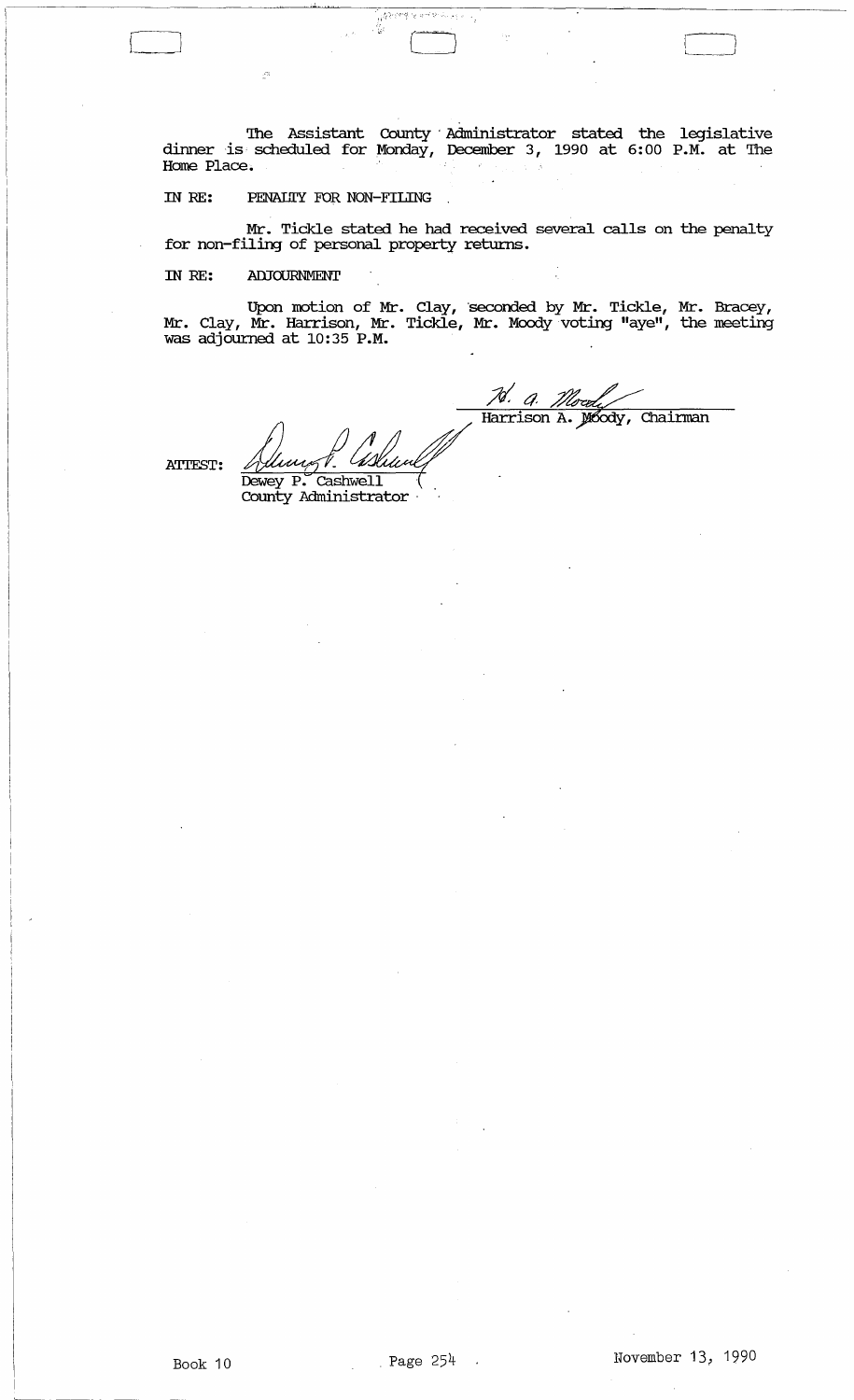The Assistant County Administrator stated the legislative dinner is scheduled for Monday, December 3, 1990 at 6:00 P.M. at The Home Place.

IN RE: PENALTY FOR NON-FILING

Mr. Tickle stated he had received several calls on the penalty for non-filing of personal property returns.

IN RE: ADJOURNMENT

Upon motion of Mr. Clay, seconded by Mr. Tickle, Mr. Bracey, Mr. Clay, Mr. Harrison, Mr. Tickle, Mr. Moody voting "aye", the meeting was adjourned at 10:35 P.M.

H. A. Moody

Harrison A. Moody, Chairman

ATTEST:

Dewey P. Cashwell

Dewey P. Cashwell
County Administrator

Book 10 Page 254 November 13, 1990